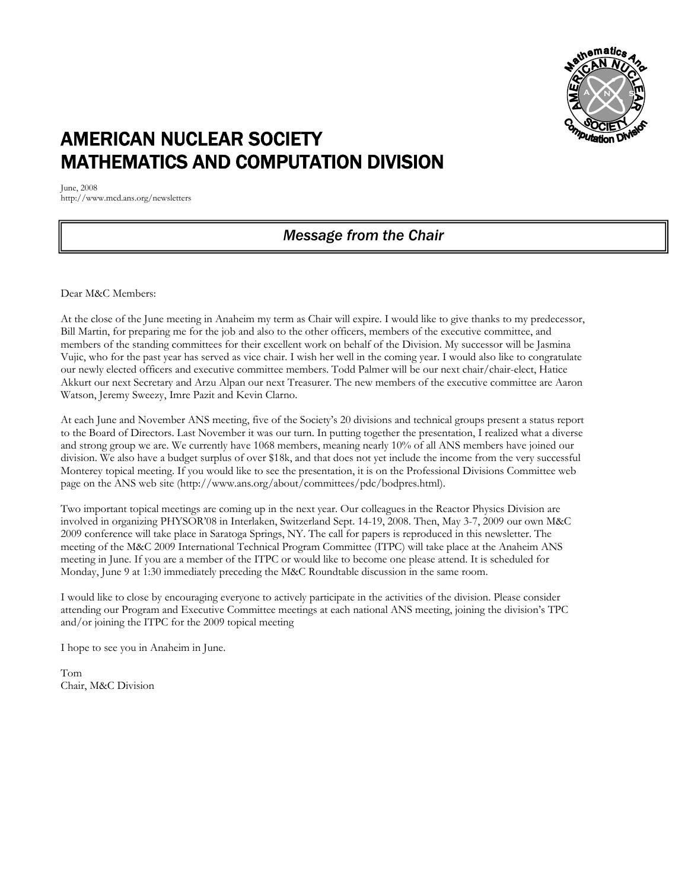# AMERICAN NUCLEAR SOCIETY
# MATHEMATICS AND COMPUTATION DIVISION

June, 2008
http://www.mcd.ans.org/newsletters

## *Message from the Chair*

Dear M&C Members:

At the close of the June meeting in Anaheim my term as Chair will expire. I would like to give thanks to my predecessor, Bill Martin, for preparing me for the job and also to the other officers, members of the executive committee, and members of the standing committees for their excellent work on behalf of the Division. My successor will be Jasmina Vujic, who for the past year has served as vice chair. I wish her well in the coming year. I would also like to congratulate our newly elected officers and executive committee members. Todd Palmer will be our next chair/chair-elect, Hatice Akkurt our next Secretary and Arzu Alpan our next Treasurer. The new members of the executive committee are Aaron Watson, Jeremy Sweezy, Imre Pazit and Kevin Clarno.

At each June and November ANS meeting, five of the Society's 20 divisions and technical groups present a status report to the Board of Directors. Last November it was our turn. In putting together the presentation, I realized what a diverse and strong group we are. We currently have 1068 members, meaning nearly 10% of all ANS members have joined our division. We also have a budget surplus of over $18k, and that does not yet include the income from the very successful Monterey topical meeting. If you would like to see the presentation, it is on the Professional Divisions Committee web page on the ANS web site (http://www.ans.org/about/committees/pdc/bodpres.html).

Two important topical meetings are coming up in the next year. Our colleagues in the Reactor Physics Division are involved in organizing PHYSOR'08 in Interlaken, Switzerland Sept. 14-19, 2008. Then, May 3-7, 2009 our own M&C 2009 conference will take place in Saratoga Springs, NY. The call for papers is reproduced in this newsletter. The meeting of the M&C 2009 International Technical Program Committee (ITPC) will take place at the Anaheim ANS meeting in June. If you are a member of the ITPC or would like to become one please attend. It is scheduled for Monday, June 9 at 1:30 immediately preceding the M&C Roundtable discussion in the same room.

I would like to close by encouraging everyone to actively participate in the activities of the division. Please consider attending our Program and Executive Committee meetings at each national ANS meeting, joining the division's TPC and/or joining the ITPC for the 2009 topical meeting

I hope to see you in Anaheim in June.

Tom
Chair, M&C Division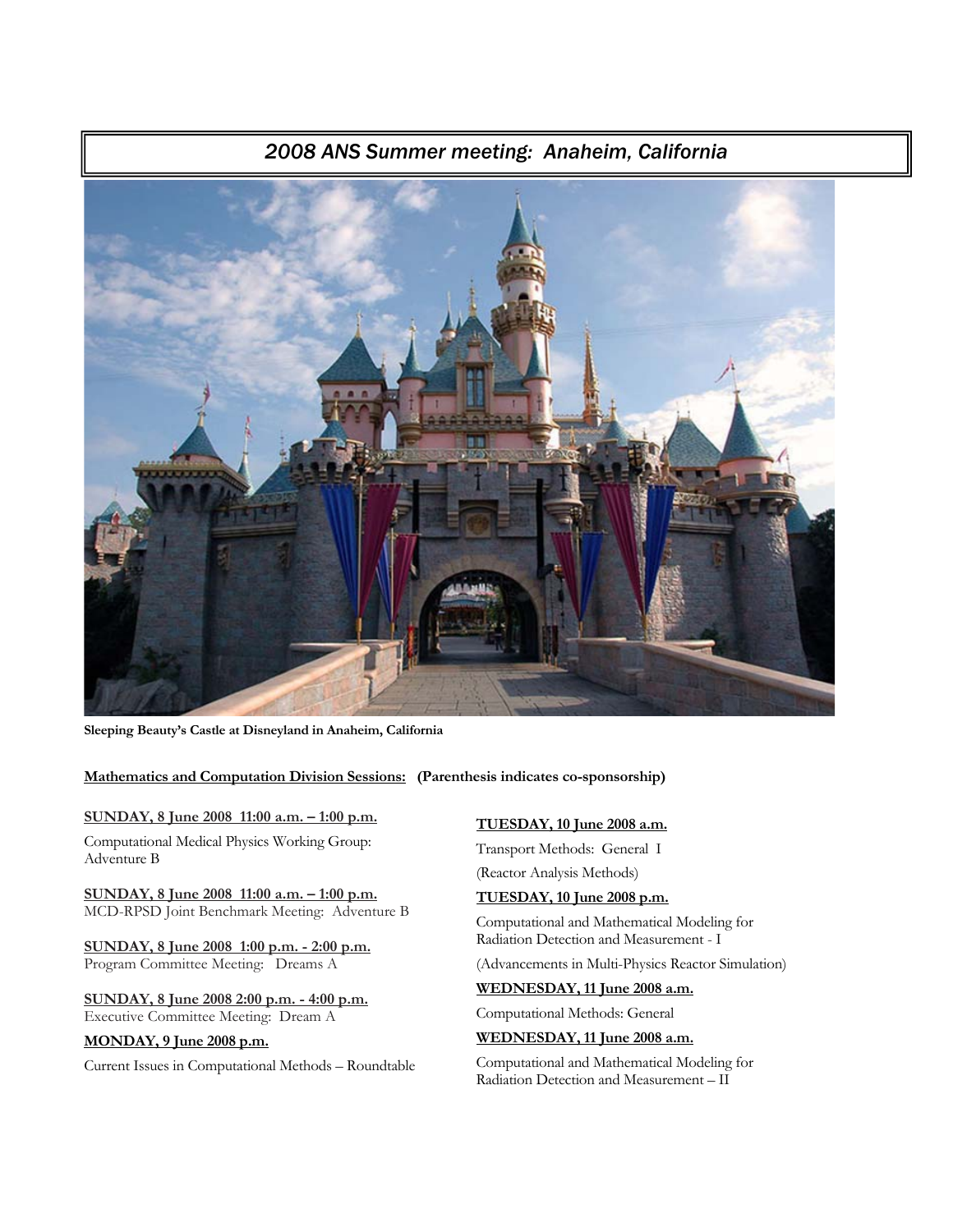# *2008 ANS Summer meeting: Anaheim, California*

**Sleeping Beauty's Castle at Disneyland in Anaheim, California**

**Mathematics and Computation Division Sessions: (Parenthesis indicates co-sponsorship)**

**SUNDAY, 8 June 2008 11:00 a.m. – 1:00 p.m.**

Computational Medical Physics Working Group: Adventure B

**SUNDAY, 8 June 2008 11:00 a.m. – 1:00 p.m.**

MCD-RPSD Joint Benchmark Meeting: Adventure B

**SUNDAY, 8 June 2008 1:00 p.m. - 2:00 p.m.**

Program Committee Meeting: Dreams A

**SUNDAY, 8 June 2008 2:00 p.m. - 4:00 p.m.**

Executive Committee Meeting: Dream A

**MONDAY, 9 June 2008 p.m.**

Current Issues in Computational Methods – Roundtable

**TUESDAY, 10 June 2008 a.m.**

Transport Methods: General I

(Reactor Analysis Methods)

**TUESDAY, 10 June 2008 p.m.**

Computational and Mathematical Modeling for Radiation Detection and Measurement - I

(Advancements in Multi-Physics Reactor Simulation)

**WEDNESDAY, 11 June 2008 a.m.**

Computational Methods: General

**WEDNESDAY, 11 June 2008 a.m.**

Computational and Mathematical Modeling for Radiation Detection and Measurement – II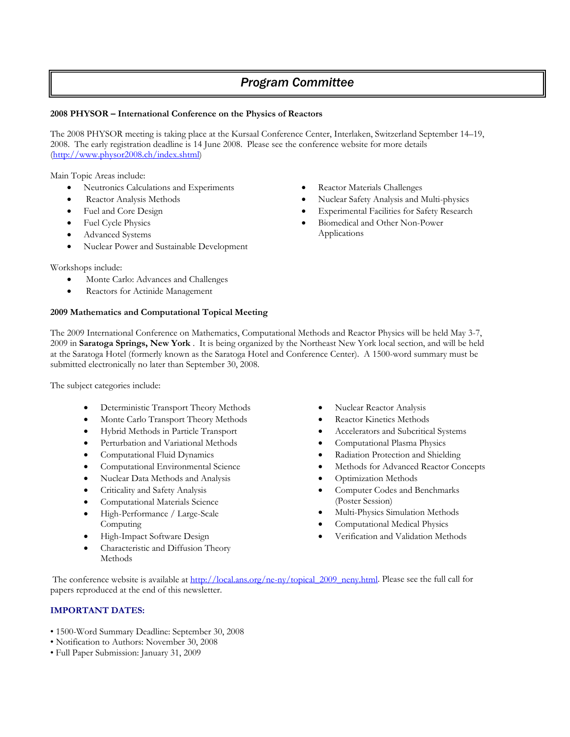# *Program Committee*

**2008 PHYSOR – International Conference on the Physics of Reactors**

The 2008 PHYSOR meeting is taking place at the Kursaal Conference Center, Interlaken, Switzerland September 14–19, 2008. The early registration deadline is 14 June 2008. Please see the conference website for more details (http://www.physor2008.ch/index.shtml)

Main Topic Areas include:

- Neutronics Calculations and Experiments
- Reactor Analysis Methods
- Fuel and Core Design
- Fuel Cycle Physics
- Advanced Systems
- Nuclear Power and Sustainable Development
- Reactor Materials Challenges
- Nuclear Safety Analysis and Multi-physics
- Experimental Facilities for Safety Research
- Biomedical and Other Non-Power Applications

Workshops include:

- Monte Carlo: Advances and Challenges
- Reactors for Actinide Management

**2009 Mathematics and Computational Topical Meeting**

The 2009 International Conference on Mathematics, Computational Methods and Reactor Physics will be held May 3-7, 2009 in **Saratoga Springs, New York** . It is being organized by the Northeast New York local section, and will be held at the Saratoga Hotel (formerly known as the Saratoga Hotel and Conference Center). A 1500-word summary must be submitted electronically no later than September 30, 2008.

The subject categories include:

- Deterministic Transport Theory Methods
- Monte Carlo Transport Theory Methods
- Hybrid Methods in Particle Transport
- Perturbation and Variational Methods
- Computational Fluid Dynamics
- Computational Environmental Science
- Nuclear Data Methods and Analysis
- Criticality and Safety Analysis
- Computational Materials Science
- High-Performance / Large-Scale Computing
- High-Impact Software Design
- Characteristic and Diffusion Theory Methods
- Nuclear Reactor Analysis
- Reactor Kinetics Methods
- Accelerators and Subcritical Systems
- Computational Plasma Physics
- Radiation Protection and Shielding
- Methods for Advanced Reactor Concepts
- Optimization Methods
- Computer Codes and Benchmarks (Poster Session)
- Multi-Physics Simulation Methods
- Computational Medical Physics
- Verification and Validation Methods

The conference website is available at http://local.ans.org/ne-ny/topical_2009_neny.html. Please see the full call for papers reproduced at the end of this newsletter.

**IMPORTANT DATES:**

- 1500-Word Summary Deadline: September 30, 2008
- Notification to Authors: November 30, 2008
- Full Paper Submission: January 31, 2009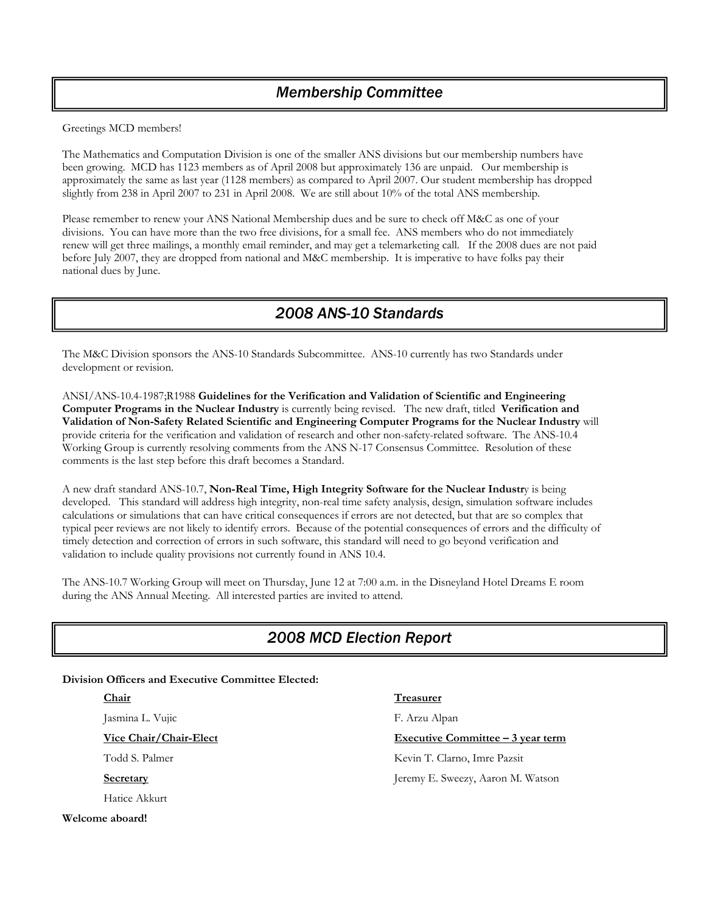## *Membership Committee*

Greetings MCD members!

The Mathematics and Computation Division is one of the smaller ANS divisions but our membership numbers have been growing. MCD has 1123 members as of April 2008 but approximately 136 are unpaid. Our membership is approximately the same as last year (1128 members) as compared to April 2007. Our student membership has dropped slightly from 238 in April 2007 to 231 in April 2008. We are still about 10% of the total ANS membership.

Please remember to renew your ANS National Membership dues and be sure to check off M&C as one of your divisions. You can have more than the two free divisions, for a small fee. ANS members who do not immediately renew will get three mailings, a monthly email reminder, and may get a telemarketing call. If the 2008 dues are not paid before July 2007, they are dropped from national and M&C membership. It is imperative to have folks pay their national dues by June.

## *2008 ANS-10 Standards*

The M&C Division sponsors the ANS-10 Standards Subcommittee. ANS-10 currently has two Standards under development or revision.

ANSI/ANS-10.4-1987;R1988 **Guidelines for the Verification and Validation of Scientific and Engineering Computer Programs in the Nuclear Industry** is currently being revised. The new draft, titled **Verification and Validation of Non-Safety Related Scientific and Engineering Computer Programs for the Nuclear Industry** will provide criteria for the verification and validation of research and other non-safety-related software. The ANS-10.4 Working Group is currently resolving comments from the ANS N-17 Consensus Committee. Resolution of these comments is the last step before this draft becomes a Standard.

A new draft standard ANS-10.7, **Non-Real Time, High Integrity Software for the Nuclear Industr**y is being developed. This standard will address high integrity, non-real time safety analysis, design, simulation software includes calculations or simulations that can have critical consequences if errors are not detected, but that are so complex that typical peer reviews are not likely to identify errors. Because of the potential consequences of errors and the difficulty of timely detection and correction of errors in such software, this standard will need to go beyond verification and validation to include quality provisions not currently found in ANS 10.4.

The ANS-10.7 Working Group will meet on Thursday, June 12 at 7:00 a.m. in the Disneyland Hotel Dreams E room during the ANS Annual Meeting. All interested parties are invited to attend.

## *2008 MCD Election Report*

**Division Officers and Executive Committee Elected:**

**Chair**

Jasmina L. Vujic

**Vice Chair/Chair-Elect**

Todd S. Palmer

**Secretary**

Hatice Akkurt

**Treasurer**

F. Arzu Alpan

**Executive Committee – 3 year term**

Kevin T. Clarno, Imre Pazsit

Jeremy E. Sweezy, Aaron M. Watson

**Welcome aboard!**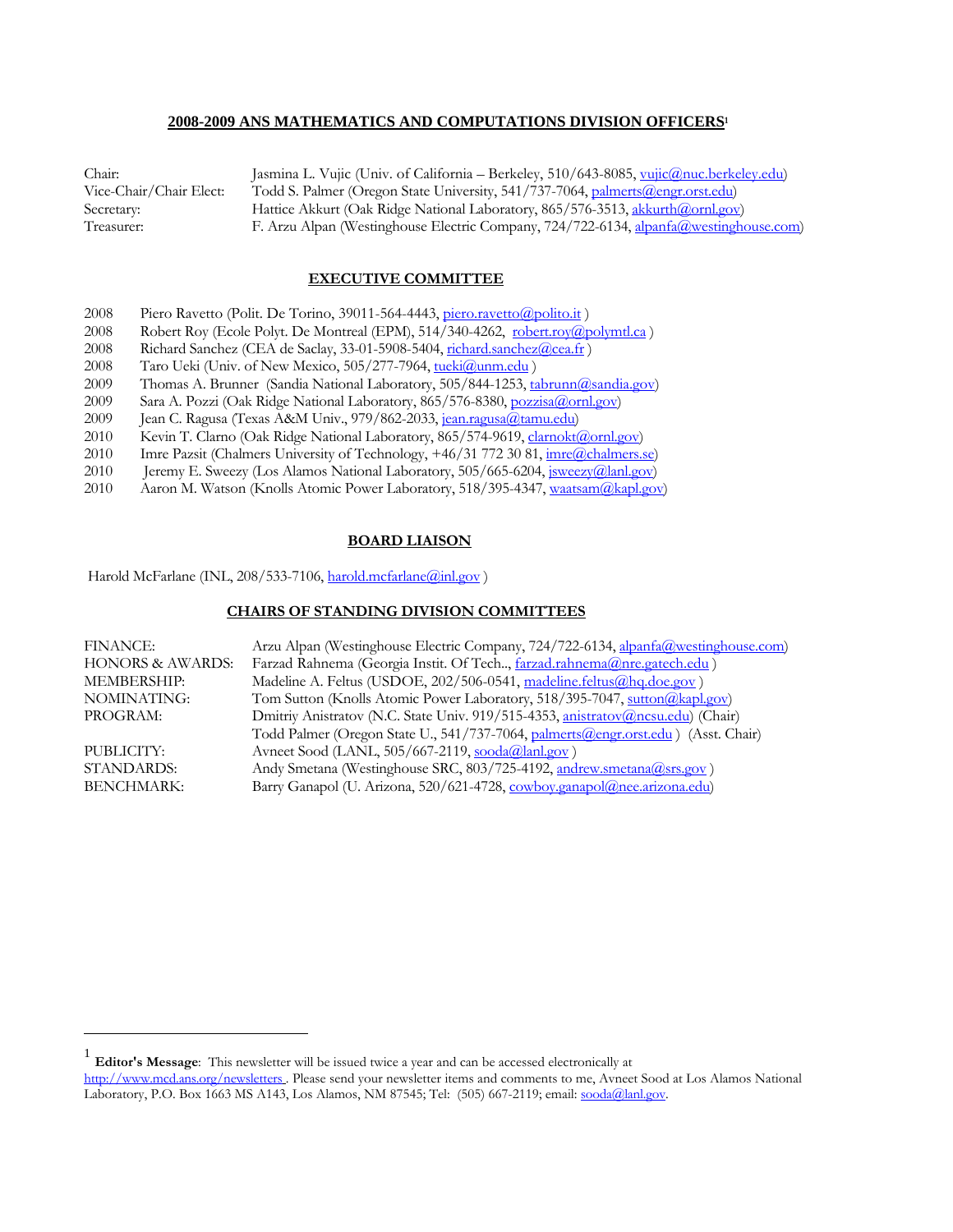## 2008-2009 ANS MATHEMATICS AND COMPUTATIONS DIVISION OFFICERS[1]

| | |
|---|---|
| Chair: | Jasmina L. Vujic (Univ. of California – Berkeley, 510/643-8085, vujic@nuc.berkeley.edu) |
| Vice-Chair/Chair Elect: | Todd S. Palmer (Oregon State University, 541/737-7064, palmerts@engr.orst.edu) |
| Secretary: | Hattice Akkurt (Oak Ridge National Laboratory, 865/576-3513, akkurth@ornl.gov) |
| Treasurer: | F. Arzu Alpan (Westinghouse Electric Company, 724/722-6134, alpanfa@westinghouse.com) |

## EXECUTIVE COMMITTEE

| | |
|---|---|
| 2008 | Piero Ravetto (Polit. De Torino, 39011-564-4443, piero.ravetto@polito.it ) |
| 2008 | Robert Roy (Ecole Polyt. De Montreal (EPM), 514/340-4262, robert.roy@polymtl.ca ) |
| 2008 | Richard Sanchez (CEA de Saclay, 33-01-5908-5404, richard.sanchez@cea.fr ) |
| 2008 | Taro Ueki (Univ. of New Mexico, 505/277-7964, tueki@unm.edu ) |
| 2009 | Thomas A. Brunner (Sandia National Laboratory, 505/844-1253, tabrunn@sandia.gov) |
| 2009 | Sara A. Pozzi (Oak Ridge National Laboratory, 865/576-8380, pozzisa@ornl.gov) |
| 2009 | Jean C. Ragusa (Texas A&M Univ., 979/862-2033, jean.ragusa@tamu.edu) |
| 2010 | Kevin T. Clarno (Oak Ridge National Laboratory, 865/574-9619, clarnokt@ornl.gov) |
| 2010 | Imre Pazsit (Chalmers University of Technology, +46/31 772 30 81, imre@chalmers.se) |
| 2010 | Jeremy E. Sweezy (Los Alamos National Laboratory, 505/665-6204, jsweezy@lanl.gov) |
| 2010 | Aaron M. Watson (Knolls Atomic Power Laboratory, 518/395-4347, waatsam@kapl.gov) |

## BOARD LIAISON

Harold McFarlane (INL, 208/533-7106, harold.mcfarlane@inl.gov )

## CHAIRS OF STANDING DIVISION COMMITTEES

| | |
|---|---|
| FINANCE: | Arzu Alpan (Westinghouse Electric Company, 724/722-6134, alpanfa@westinghouse.com) |
| HONORS & AWARDS: | Farzad Rahnema (Georgia Instit. Of Tech.., farzad.rahnema@nre.gatech.edu ) |
| MEMBERSHIP: | Madeline A. Feltus (USDOE, 202/506-0541, madeline.feltus@hq.doe.gov ) |
| NOMINATING: | Tom Sutton (Knolls Atomic Power Laboratory, 518/395-7047, sutton@kapl.gov) |
| PROGRAM: | Dmitriy Anistratov (N.C. State Univ. 919/515-4353, anistratov@ncsu.edu) (Chair) |
| | Todd Palmer (Oregon State U., 541/737-7064, palmerts@engr.orst.edu ) (Asst. Chair) |
| PUBLICITY: | Avneet Sood (LANL, 505/667-2119, sooda@lanl.gov ) |
| STANDARDS: | Andy Smetana (Westinghouse SRC, 803/725-4192, andrew.smetana@srs.gov ) |
| BENCHMARK: | Barry Ganapol (U. Arizona, 520/621-4728, cowboy.ganapol@nee.arizona.edu) |

---

[1] **Editor's Message**: This newsletter will be issued twice a year and can be accessed electronically at http://www.mcd.ans.org/newsletters . Please send your newsletter items and comments to me, Avneet Sood at Los Alamos National Laboratory, P.O. Box 1663 MS A143, Los Alamos, NM 87545; Tel: (505) 667-2119; email: sooda@lanl.gov.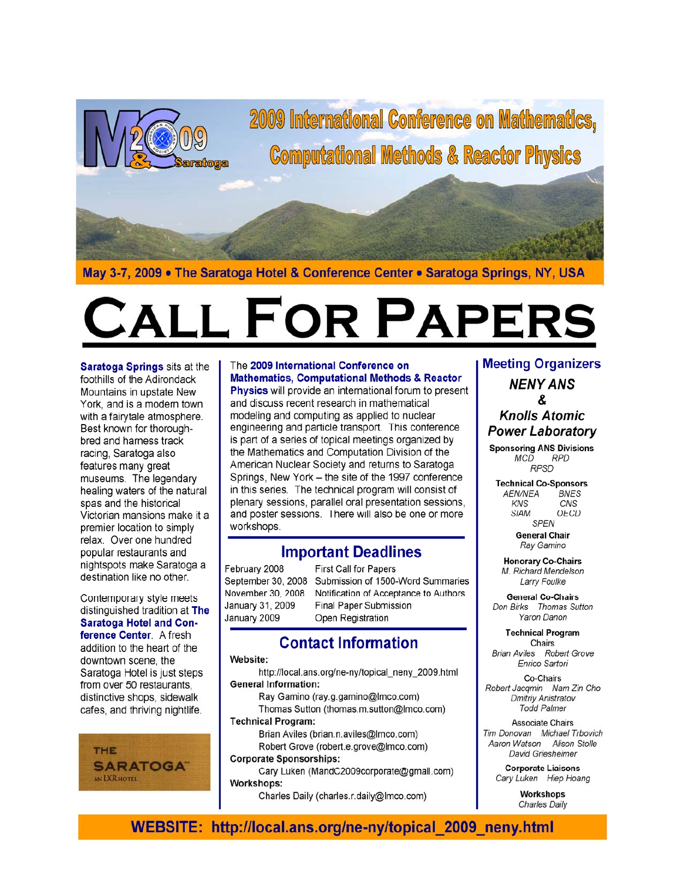# 2009 International Conference on Mathematics, Computational Methods & Reactor Physics

**May 3-7, 2009 • The Saratoga Hotel & Conference Center • Saratoga Springs, NY, USA**

# CALL FOR PAPERS

**Saratoga Springs** sits at the foothills of the Adirondack Mountains in upstate New York, and is a modern town with a fairytale atmosphere. Best known for thoroughbred and harness track racing, Saratoga also features many great museums. The legendary healing waters of the natural spas and the historical Victorian mansions make it a premier location to simply relax. Over one hundred popular restaurants and nightspots make Saratoga a destination like no other.

Contemporary style meets distinguished tradition at **The Saratoga Hotel and Conference Center**. A fresh addition to the heart of the downtown scene, the Saratoga Hotel is just steps from over 50 restaurants, distinctive shops, sidewalk cafes, and thriving nightlife.

THE SARATOGA™ AN LXR HOTEL

The **2009 International Conference on Mathematics, Computational Methods & Reactor Physics** will provide an international forum to present and discuss recent research in mathematical modeling and computing as applied to nuclear engineering and particle transport. This conference is part of a series of topical meetings organized by the Mathematics and Computation Division of the American Nuclear Society and returns to Saratoga Springs, New York – the site of the 1997 conference in this series. The technical program will consist of plenary sessions, parallel oral presentation sessions, and poster sessions. There will also be one or more workshops.

## Important Deadlines

| | |
|---|---|
| February 2008 | First Call for Papers |
| September 30, 2008 | Submission of 1500-Word Summaries |
| November 30, 2008 | Notification of Acceptance to Authors |
| January 31, 2009 | Final Paper Submission |
| January 2009 | Open Registration |

## Contact Information

**Website:**
http://local.ans.org/ne-ny/topical_neny_2009.html

**General Information:**
Ray Gamino (ray.g.gamino@lmco.com)
Thomas Sutton (thomas.m.sutton@lmco.com)

**Technical Program:**
Brian Aviles (brian.n.aviles@lmco.com)
Robert Grove (robert.e.grove@lmco.com)

**Corporate Sponsorships:**
Cary Luken (MandC2009corporate@gmail.com)

**Workshops:**
Charles Daily (charles.r.daily@lmco.com)

## Meeting Organizers

***NENY ANS***
***&***
***Knolls Atomic Power Laboratory***

**Sponsoring ANS Divisions**
*MCD RPD RPSD*

**Technical Co-Sponsors**
*AEN/NEA BNES KNS CNS SIAM OECD SPEN*

**General Chair**
*Ray Gamino*

**Honorary Co-Chairs**
*M. Richard Mendelson*
*Larry Foulke*

**General Co-Chairs**
*Don Birks Thomas Sutton*
*Yaron Danon*

**Technical Program**
Chairs
*Brian Aviles Robert Grove*
*Enrico Sartori*

Co-Chairs
*Robert Jacqmin Nam Zin Cho*
*Dmitriy Anistratov*
*Todd Palmer*

Associate Chairs
*Tim Donovan Michael Trbovich*
*Aaron Watson Alison Stolle*
*David Griesheimer*

**Corporate Liaisons**
*Cary Luken Hiep Hoang*

**Workshops**
*Charles Daily*

**WEBSITE: http://local.ans.org/ne-ny/topical_2009_neny.html**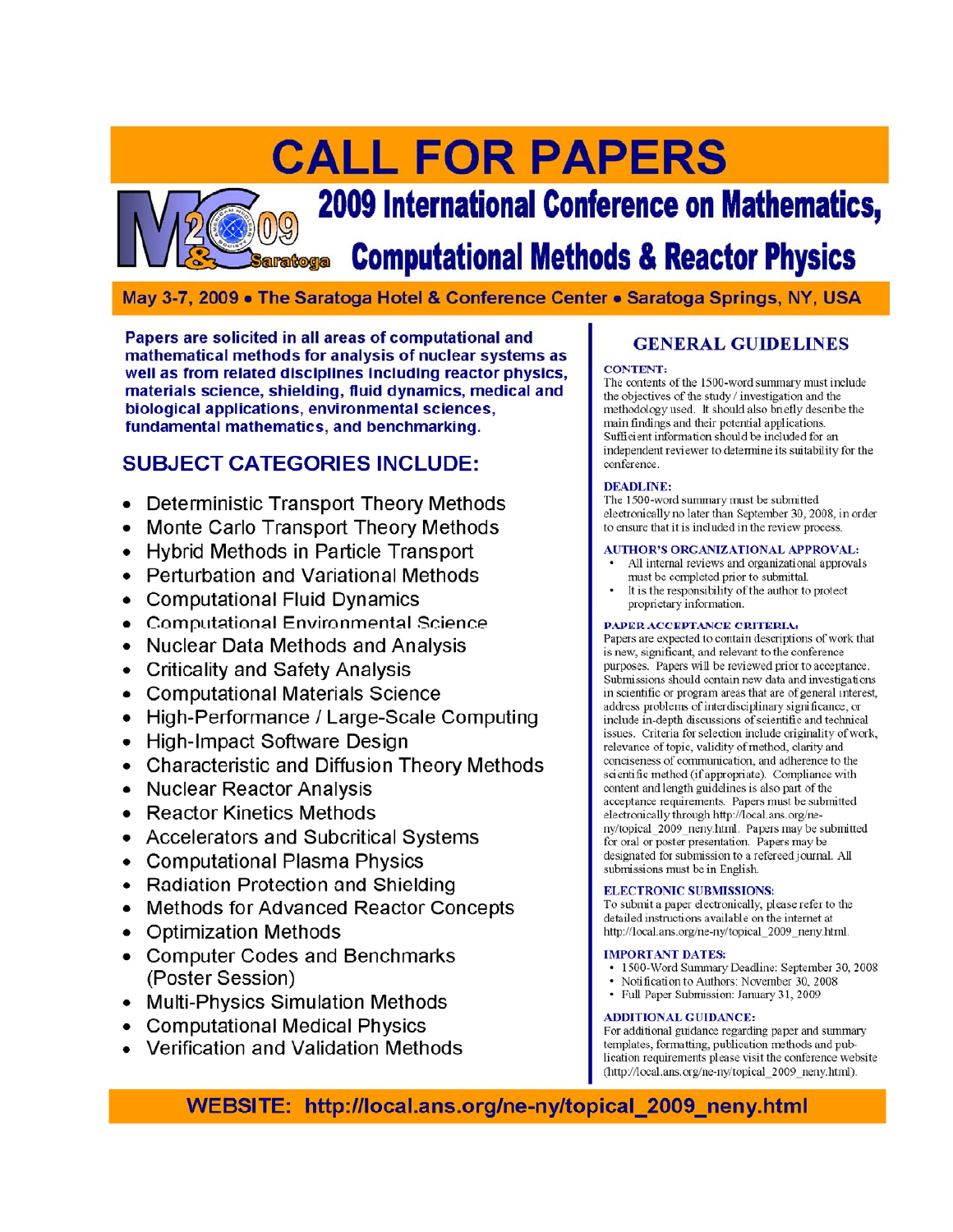# CALL FOR PERPERS

# CALL FOR PAPERS

## 2009 International Conference on Mathematics, Computational Methods & Reactor Physics

**May 3-7, 2009 • The Saratoga Hotel & Conference Center • Saratoga Springs, NY, USA**

**Papers are solicited in all areas of computational and mathematical methods for analysis of nuclear systems as well as from related disciplines including reactor physics, materials science, shielding, fluid dynamics, medical and biological applications, environmental sciences, fundamental mathematics, and benchmarking.**

### SUBJECT CATEGORIES INCLUDE:

- Deterministic Transport Theory Methods
- Monte Carlo Transport Theory Methods
- Hybrid Methods in Particle Transport
- Perturbation and Variational Methods
- Computational Fluid Dynamics
- Computational Environmental Science
- Nuclear Data Methods and Analysis
- Criticality and Safety Analysis
- Computational Materials Science
- High-Performance / Large-Scale Computing
- High-Impact Software Design
- Characteristic and Diffusion Theory Methods
- Nuclear Reactor Analysis
- Reactor Kinetics Methods
- Accelerators and Subcritical Systems
- Computational Plasma Physics
- Radiation Protection and Shielding
- Methods for Advanced Reactor Concepts
- Optimization Methods
- Computer Codes and Benchmarks (Poster Session)
- Multi-Physics Simulation Methods
- Computational Medical Physics
- Verification and Validation Methods

### GENERAL GUIDELINES

**CONTENT:**
The contents of the 1500-word summary must include the objectives of the study / investigation and the methodology used. It should also briefly describe the main findings and their potential applications. Sufficient information should be included for an independent reviewer to determine its suitability for the conference.

**DEADLINE:**
The 1500-word summary must be submitted electronically no later than September 30, 2008, in order to ensure that it is included in the review process.

**AUTHOR'S ORGANIZATIONAL APPROVAL:**
- All internal reviews and organizational approvals must be completed prior to submittal.
- It is the responsibility of the author to protect proprietary information.

**PAPER ACCEPTANCE CRITERIA:**
Papers are expected to contain descriptions of work that is new, significant, and relevant to the conference purposes. Papers will be reviewed prior to acceptance. Submissions should contain new data and investigations in scientific or program areas that are of general interest, address problems of interdisciplinary significance, or include in-depth discussions of scientific and technical issues. Criteria for selection include originality of work, relevance of topic, validity of method, clarity and conciseness of communication, and adherence to the scientific method (if appropriate). Compliance with content and length guidelines is also part of the acceptance requirements. Papers must be submitted electronically through http://local.ans.org/ne-ny/topical_2009_neny.html. Papers may be submitted for oral or poster presentation. Papers may be designated for submission to a refereed journal. All submissions must be in English.

**ELECTRONIC SUBMISSIONS:**
To submit a paper electronically, please refer to the detailed instructions available on the internet at http://local.ans.org/ne-ny/topical_2009_neny.html.

**IMPORTANT DATES:**
- 1500-Word Summary Deadline: September 30, 2008
- Notification to Authors: November 30, 2008
- Full Paper Submission: January 31, 2009

**ADDITIONAL GUIDANCE:**
For additional guidance regarding paper and summary templates, formatting, publication methods and publication requirements please visit the conference website (http://local.ans.org/ne-ny/topical_2009_neny.html).

**WEBSITE: http://local.ans.org/ne-ny/topical_2009_neny.html**